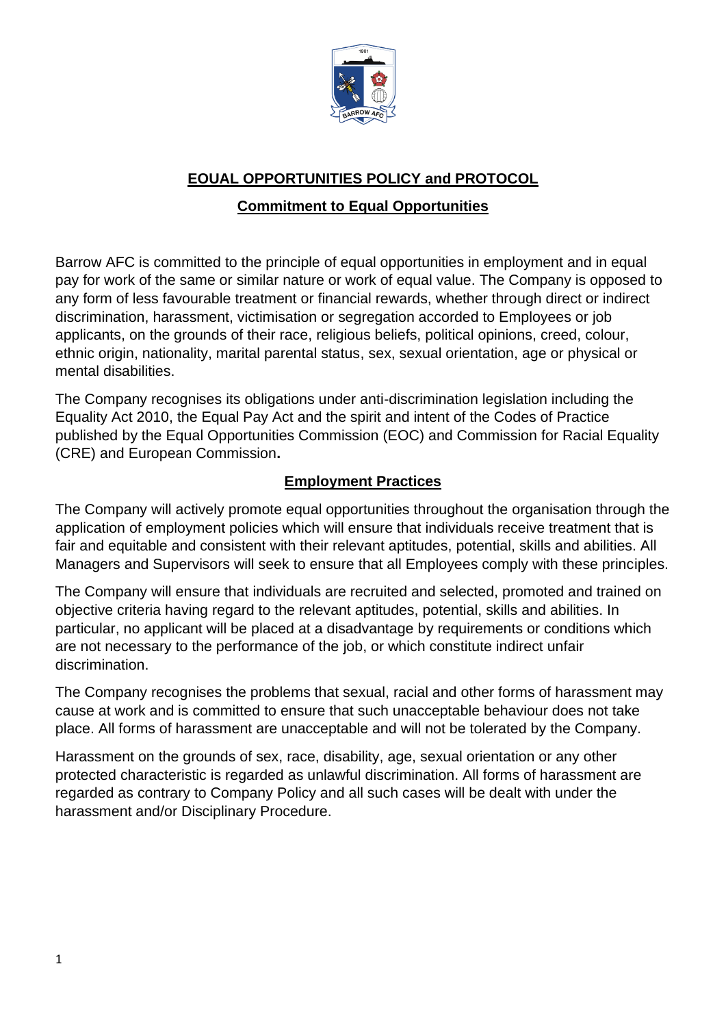# EOUAL OPPORTUNITIES POLICY and PROTOCOL

## Commitment to Equal Opportunities

Barrow AFC is committed to the principle of equal opportunities in employment and in equal pay for work of the same or similar nature or work of equal value. The Company is opposed to any form of less favourable treatment or financial rewards, whether through direct or indirect discrimination, harassment, victimisation or segregation accorded to Employees or job applicants, on the grounds of their race, religious beliefs, political opinions, creed, colour, ethnic origin, nationality, marital parental status, sex, sexual orientation, age or physical or mental disabilities.

The Company recognises its obligations under anti-discrimination legislation including the Equality Act 2010, the Equal Pay Act and the spirit and intent of the Codes of Practice published by the Equal Opportunities Commission (EOC) and Commission for Racial Equality (CRE) and European Commission**.**

## Employment Practices

The Company will actively promote equal opportunities throughout the organisation through the application of employment policies which will ensure that individuals receive treatment that is fair and equitable and consistent with their relevant aptitudes, potential, skills and abilities. All Managers and Supervisors will seek to ensure that all Employees comply with these principles.

The Company will ensure that individuals are recruited and selected, promoted and trained on objective criteria having regard to the relevant aptitudes, potential, skills and abilities. In particular, no applicant will be placed at a disadvantage by requirements or conditions which are not necessary to the performance of the job, or which constitute indirect unfair discrimination.

The Company recognises the problems that sexual, racial and other forms of harassment may cause at work and is committed to ensure that such unacceptable behaviour does not take place. All forms of harassment are unacceptable and will not be tolerated by the Company.

Harassment on the grounds of sex, race, disability, age, sexual orientation or any other protected characteristic is regarded as unlawful discrimination. All forms of harassment are regarded as contrary to Company Policy and all such cases will be dealt with under the harassment and/or Disciplinary Procedure.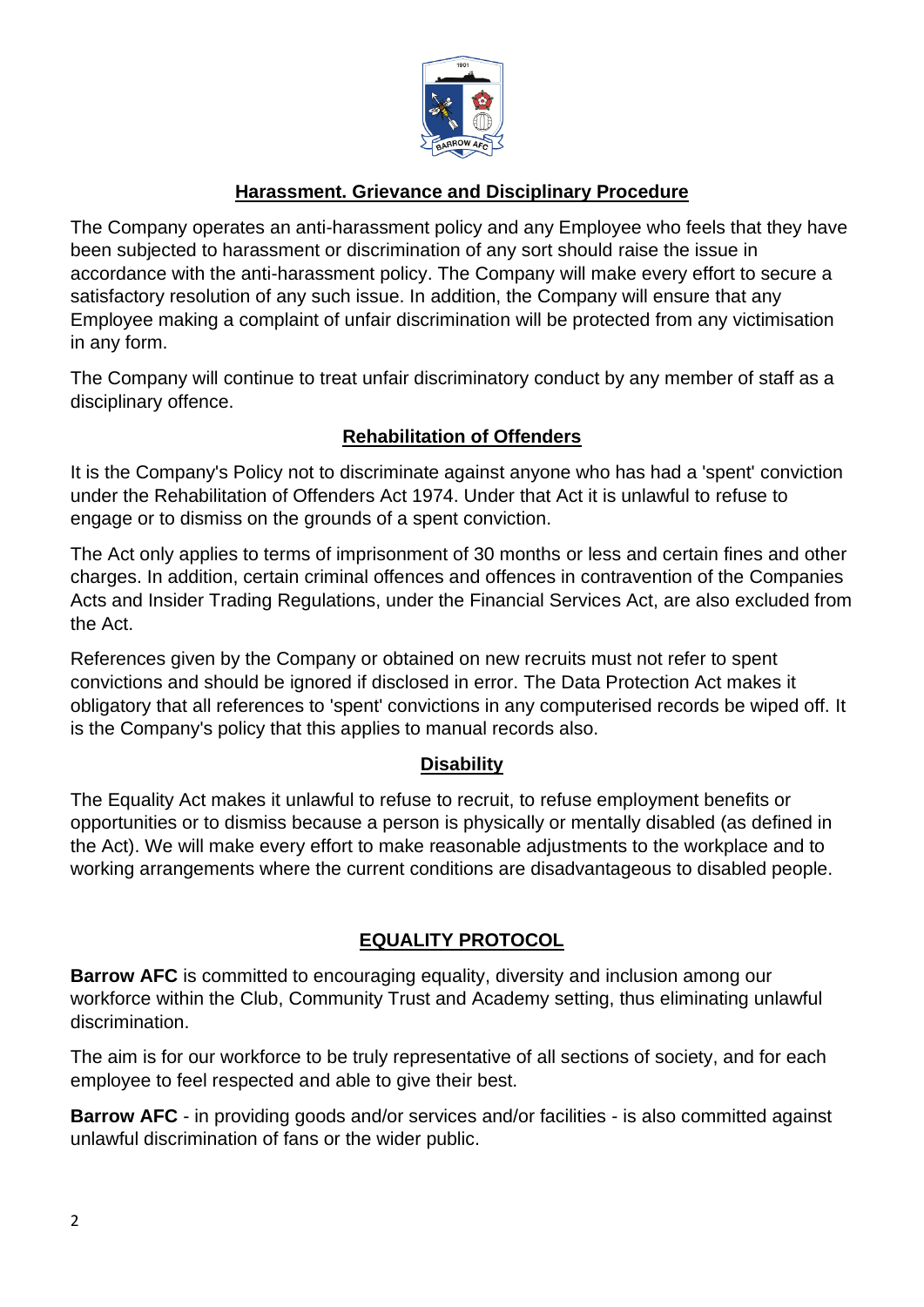## Harassment. Grievance and Disciplinary Procedure

The Company operates an anti-harassment policy and any Employee who feels that they have been subjected to harassment or discrimination of any sort should raise the issue in accordance with the anti-harassment policy. The Company will make every effort to secure a satisfactory resolution of any such issue. In addition, the Company will ensure that any Employee making a complaint of unfair discrimination will be protected from any victimisation in any form.

The Company will continue to treat unfair discriminatory conduct by any member of staff as a disciplinary offence.

## Rehabilitation of Offenders

It is the Company's Policy not to discriminate against anyone who has had a 'spent' conviction under the Rehabilitation of Offenders Act 1974. Under that Act it is unlawful to refuse to engage or to dismiss on the grounds of a spent conviction.

The Act only applies to terms of imprisonment of 30 months or less and certain fines and other charges. In addition, certain criminal offences and offences in contravention of the Companies Acts and Insider Trading Regulations, under the Financial Services Act, are also excluded from the Act.

References given by the Company or obtained on new recruits must not refer to spent convictions and should be ignored if disclosed in error. The Data Protection Act makes it obligatory that all references to 'spent' convictions in any computerised records be wiped off. It is the Company's policy that this applies to manual records also.

## Disability

The Equality Act makes it unlawful to refuse to recruit, to refuse employment benefits or opportunities or to dismiss because a person is physically or mentally disabled (as defined in the Act). We will make every effort to make reasonable adjustments to the workplace and to working arrangements where the current conditions are disadvantageous to disabled people.

## EQUALITY PROTOCOL

**Barrow AFC** is committed to encouraging equality, diversity and inclusion among our workforce within the Club, Community Trust and Academy setting, thus eliminating unlawful discrimination.

The aim is for our workforce to be truly representative of all sections of society, and for each employee to feel respected and able to give their best.

**Barrow AFC** - in providing goods and/or services and/or facilities - is also committed against unlawful discrimination of fans or the wider public.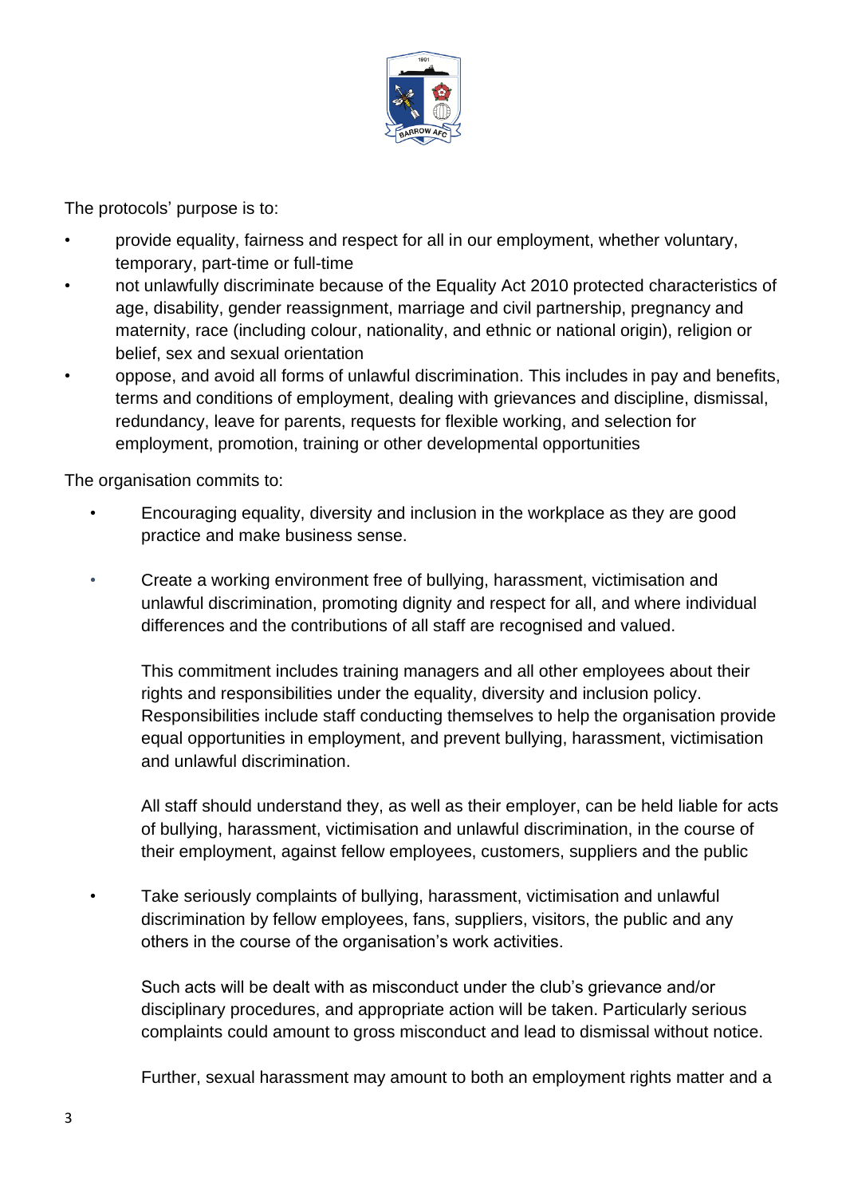The protocols' purpose is to:

- provide equality, fairness and respect for all in our employment, whether voluntary, temporary, part-time or full-time
- not unlawfully discriminate because of the Equality Act 2010 protected characteristics of age, disability, gender reassignment, marriage and civil partnership, pregnancy and maternity, race (including colour, nationality, and ethnic or national origin), religion or belief, sex and sexual orientation
- oppose, and avoid all forms of unlawful discrimination. This includes in pay and benefits, terms and conditions of employment, dealing with grievances and discipline, dismissal, redundancy, leave for parents, requests for flexible working, and selection for employment, promotion, training or other developmental opportunities

The organisation commits to:

- Encouraging equality, diversity and inclusion in the workplace as they are good practice and make business sense.

- Create a working environment free of bullying, harassment, victimisation and unlawful discrimination, promoting dignity and respect for all, and where individual differences and the contributions of all staff are recognised and valued.

  This commitment includes training managers and all other employees about their rights and responsibilities under the equality, diversity and inclusion policy. Responsibilities include staff conducting themselves to help the organisation provide equal opportunities in employment, and prevent bullying, harassment, victimisation and unlawful discrimination.

  All staff should understand they, as well as their employer, can be held liable for acts of bullying, harassment, victimisation and unlawful discrimination, in the course of their employment, against fellow employees, customers, suppliers and the public

- Take seriously complaints of bullying, harassment, victimisation and unlawful discrimination by fellow employees, fans, suppliers, visitors, the public and any others in the course of the organisation's work activities.

  Such acts will be dealt with as misconduct under the club's grievance and/or disciplinary procedures, and appropriate action will be taken. Particularly serious complaints could amount to gross misconduct and lead to dismissal without notice.

  Further, sexual harassment may amount to both an employment rights matter and a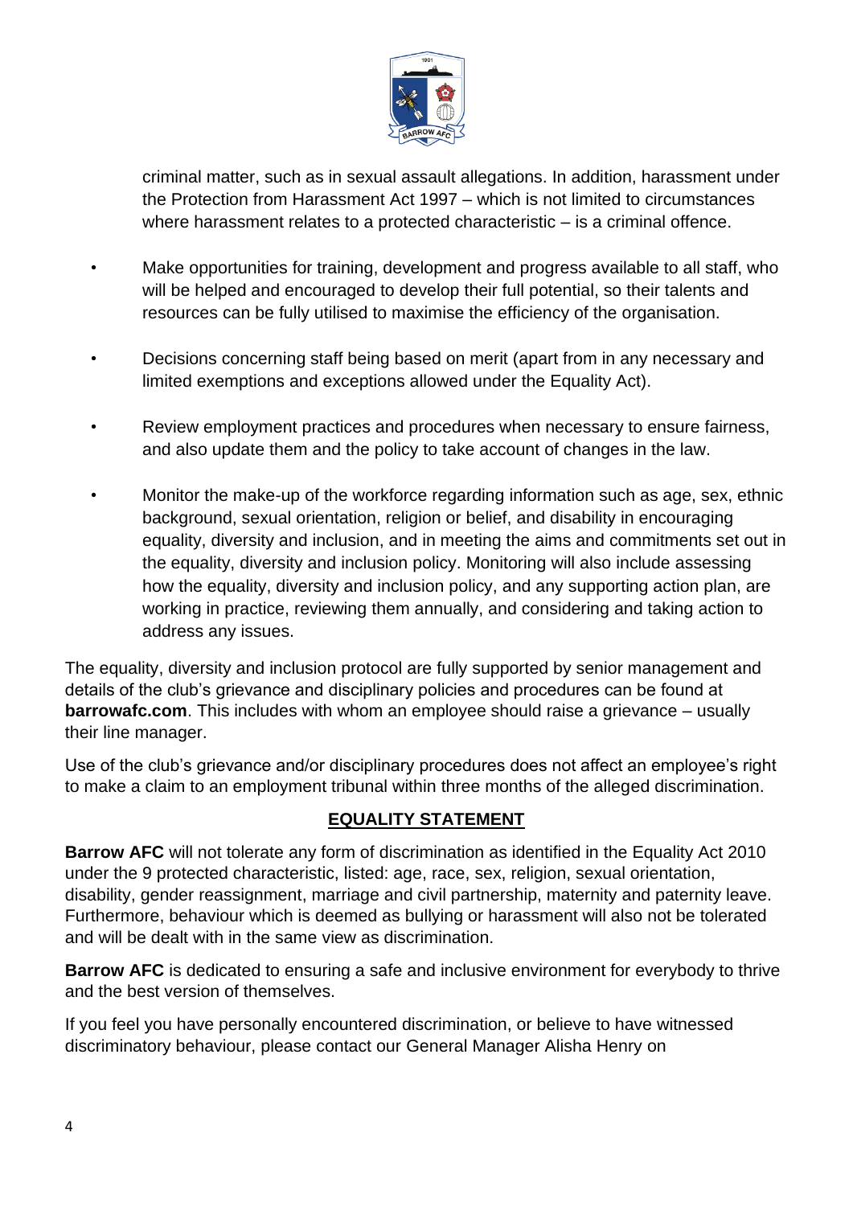criminal matter, such as in sexual assault allegations. In addition, harassment under the Protection from Harassment Act 1997 – which is not limited to circumstances where harassment relates to a protected characteristic – is a criminal offence.

- Make opportunities for training, development and progress available to all staff, who will be helped and encouraged to develop their full potential, so their talents and resources can be fully utilised to maximise the efficiency of the organisation.

- Decisions concerning staff being based on merit (apart from in any necessary and limited exemptions and exceptions allowed under the Equality Act).

- Review employment practices and procedures when necessary to ensure fairness, and also update them and the policy to take account of changes in the law.

- Monitor the make-up of the workforce regarding information such as age, sex, ethnic background, sexual orientation, religion or belief, and disability in encouraging equality, diversity and inclusion, and in meeting the aims and commitments set out in the equality, diversity and inclusion policy. Monitoring will also include assessing how the equality, diversity and inclusion policy, and any supporting action plan, are working in practice, reviewing them annually, and considering and taking action to address any issues.

The equality, diversity and inclusion protocol are fully supported by senior management and details of the club's grievance and disciplinary policies and procedures can be found at **barrowafc.com**. This includes with whom an employee should raise a grievance – usually their line manager.

Use of the club's grievance and/or disciplinary procedures does not affect an employee's right to make a claim to an employment tribunal within three months of the alleged discrimination.

## EQUALITY STATEMENT

**Barrow AFC** will not tolerate any form of discrimination as identified in the Equality Act 2010 under the 9 protected characteristic, listed: age, race, sex, religion, sexual orientation, disability, gender reassignment, marriage and civil partnership, maternity and paternity leave. Furthermore, behaviour which is deemed as bullying or harassment will also not be tolerated and will be dealt with in the same view as discrimination.

**Barrow AFC** is dedicated to ensuring a safe and inclusive environment for everybody to thrive and the best version of themselves.

If you feel you have personally encountered discrimination, or believe to have witnessed discriminatory behaviour, please contact our General Manager Alisha Henry on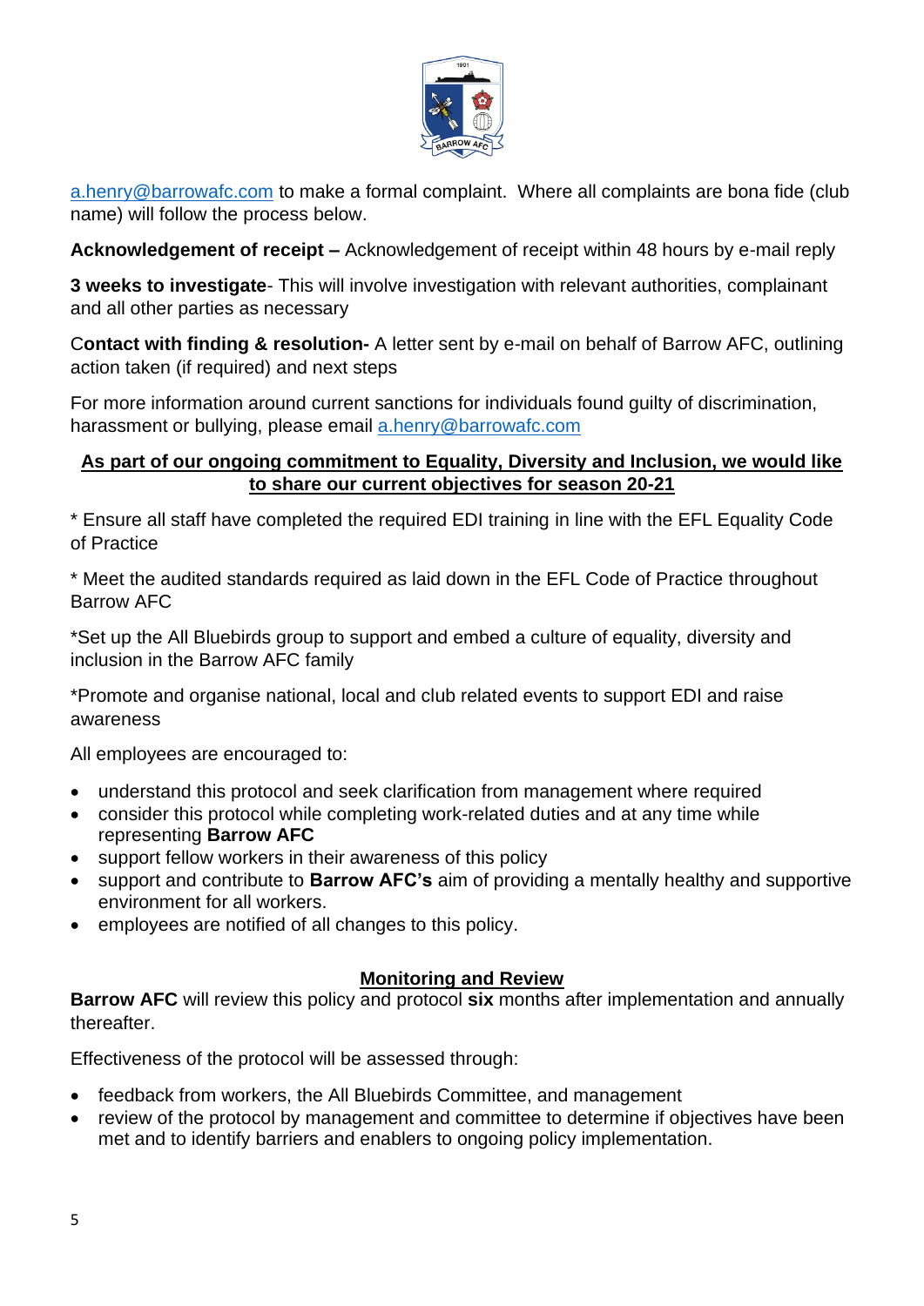a.henry@barrowafc.com to make a formal complaint. Where all complaints are bona fide (club name) will follow the process below.

**Acknowledgement of receipt –** Acknowledgement of receipt within 48 hours by e-mail reply

**3 weeks to investigate**- This will involve investigation with relevant authorities, complainant and all other parties as necessary

**Contact with finding & resolution-** A letter sent by e-mail on behalf of Barrow AFC, outlining action taken (if required) and next steps

For more information around current sanctions for individuals found guilty of discrimination, harassment or bullying, please email a.henry@barrowafc.com

**As part of our ongoing commitment to Equality, Diversity and Inclusion, we would like to share our current objectives for season 20-21**

* Ensure all staff have completed the required EDI training in line with the EFL Equality Code of Practice

* Meet the audited standards required as laid down in the EFL Code of Practice throughout Barrow AFC

*Set up the All Bluebirds group to support and embed a culture of equality, diversity and inclusion in the Barrow AFC family

*Promote and organise national, local and club related events to support EDI and raise awareness

All employees are encouraged to:

- understand this protocol and seek clarification from management where required
- consider this protocol while completing work-related duties and at any time while representing **Barrow AFC**
- support fellow workers in their awareness of this policy
- support and contribute to **Barrow AFC's** aim of providing a mentally healthy and supportive environment for all workers.
- employees are notified of all changes to this policy.

## Monitoring and Review

**Barrow AFC** will review this policy and protocol **six** months after implementation and annually thereafter.

Effectiveness of the protocol will be assessed through:

- feedback from workers, the All Bluebirds Committee, and management
- review of the protocol by management and committee to determine if objectives have been met and to identify barriers and enablers to ongoing policy implementation.